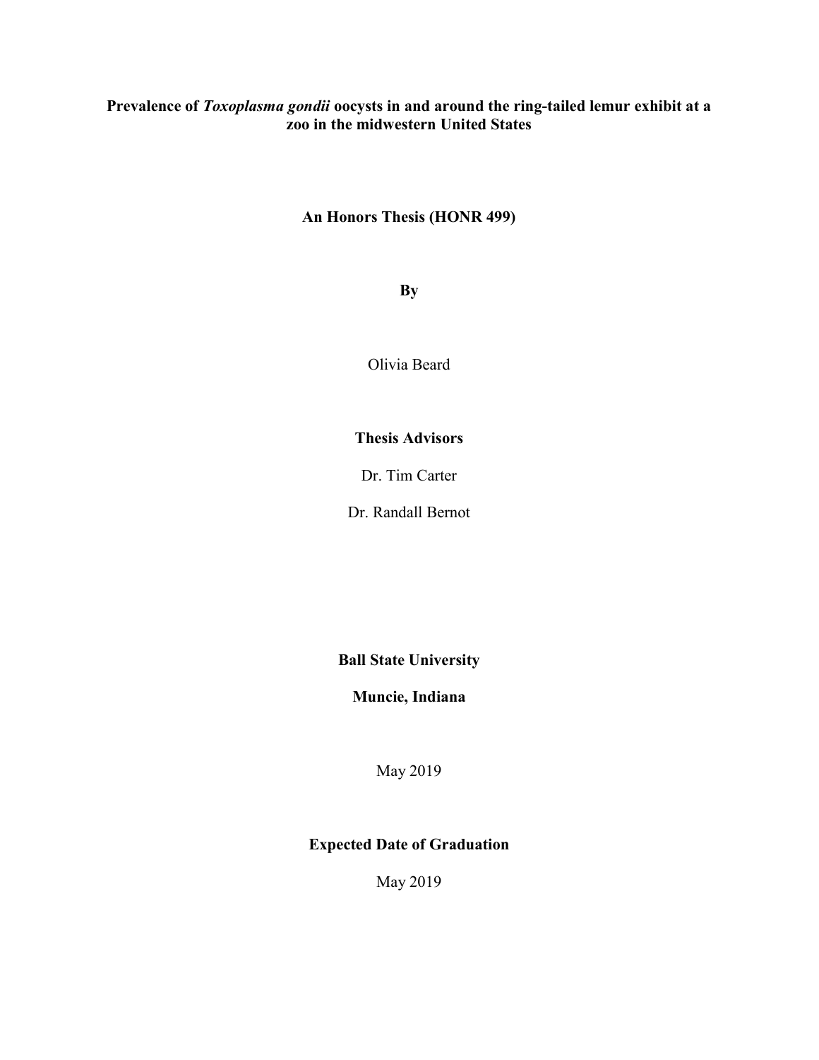**Prevalence of *Toxoplasma gondii* oocysts in and around the ring-tailed lemur exhibit at a zoo in the midwestern United States**

**An Honors Thesis (HONR 499)**

**By**

Olivia Beard

**Thesis Advisors**

Dr. Tim Carter

Dr. Randall Bernot

**Ball State University**

**Muncie, Indiana**

May 2019

**Expected Date of Graduation**

May 2019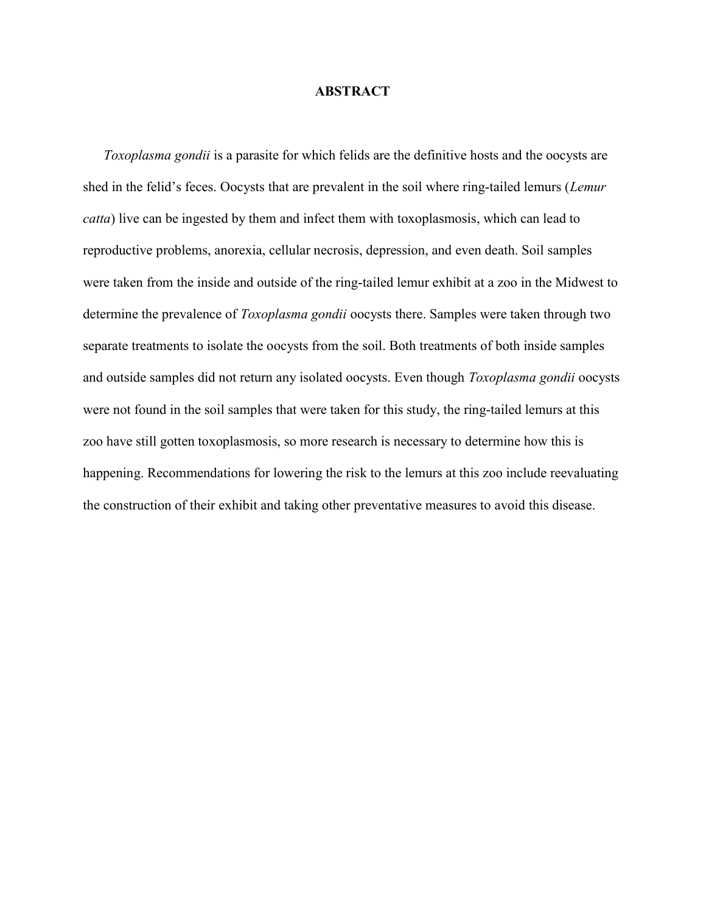# ABSTRACT

*Toxoplasma gondii* is a parasite for which felids are the definitive hosts and the oocysts are shed in the felid's feces. Oocysts that are prevalent in the soil where ring-tailed lemurs (*Lemur catta*) live can be ingested by them and infect them with toxoplasmosis, which can lead to reproductive problems, anorexia, cellular necrosis, depression, and even death. Soil samples were taken from the inside and outside of the ring-tailed lemur exhibit at a zoo in the Midwest to determine the prevalence of *Toxoplasma gondii* oocysts there. Samples were taken through two separate treatments to isolate the oocysts from the soil. Both treatments of both inside samples and outside samples did not return any isolated oocysts. Even though *Toxoplasma gondii* oocysts were not found in the soil samples that were taken for this study, the ring-tailed lemurs at this zoo have still gotten toxoplasmosis, so more research is necessary to determine how this is happening. Recommendations for lowering the risk to the lemurs at this zoo include reevaluating the construction of their exhibit and taking other preventative measures to avoid this disease.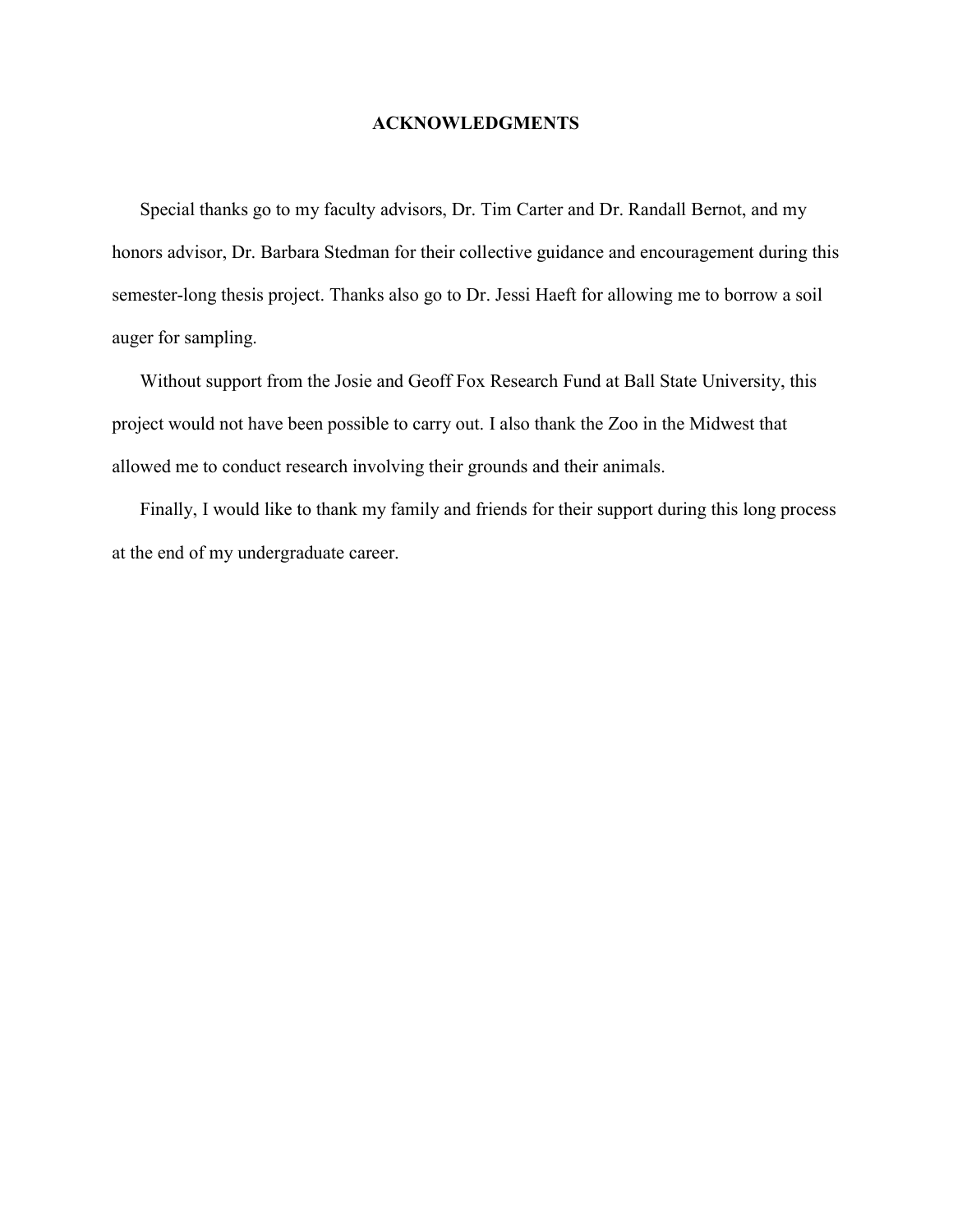# ACKNOWLEDGMENTS

Special thanks go to my faculty advisors, Dr. Tim Carter and Dr. Randall Bernot, and my honors advisor, Dr. Barbara Stedman for their collective guidance and encouragement during this semester-long thesis project. Thanks also go to Dr. Jessi Haeft for allowing me to borrow a soil auger for sampling.

Without support from the Josie and Geoff Fox Research Fund at Ball State University, this project would not have been possible to carry out. I also thank the Zoo in the Midwest that allowed me to conduct research involving their grounds and their animals.

Finally, I would like to thank my family and friends for their support during this long process at the end of my undergraduate career.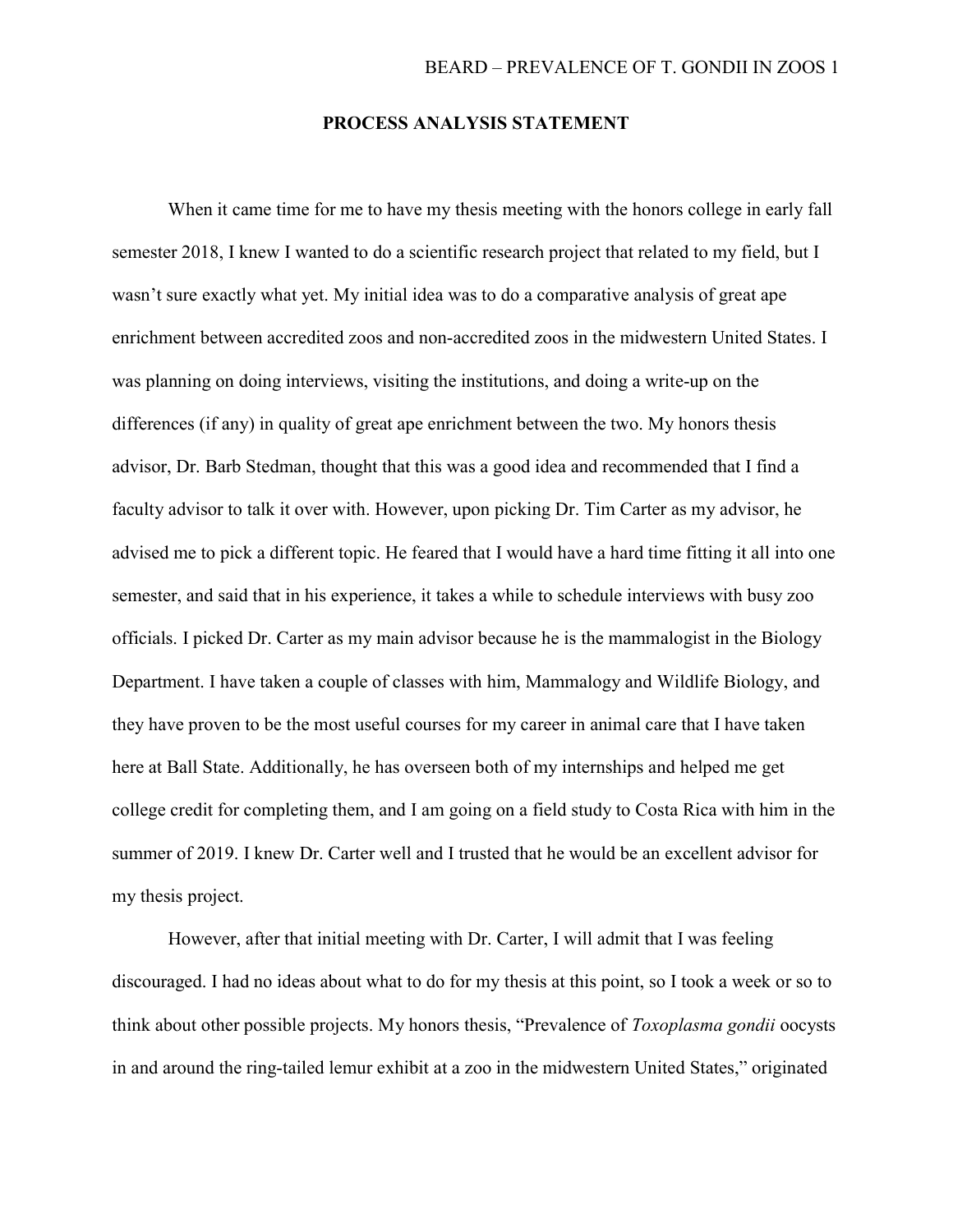## PROCESS ANALYSIS STATEMENT

When it came time for me to have my thesis meeting with the honors college in early fall semester 2018, I knew I wanted to do a scientific research project that related to my field, but I wasn't sure exactly what yet. My initial idea was to do a comparative analysis of great ape enrichment between accredited zoos and non-accredited zoos in the midwestern United States. I was planning on doing interviews, visiting the institutions, and doing a write-up on the differences (if any) in quality of great ape enrichment between the two. My honors thesis advisor, Dr. Barb Stedman, thought that this was a good idea and recommended that I find a faculty advisor to talk it over with. However, upon picking Dr. Tim Carter as my advisor, he advised me to pick a different topic. He feared that I would have a hard time fitting it all into one semester, and said that in his experience, it takes a while to schedule interviews with busy zoo officials. I picked Dr. Carter as my main advisor because he is the mammalogist in the Biology Department. I have taken a couple of classes with him, Mammalogy and Wildlife Biology, and they have proven to be the most useful courses for my career in animal care that I have taken here at Ball State. Additionally, he has overseen both of my internships and helped me get college credit for completing them, and I am going on a field study to Costa Rica with him in the summer of 2019. I knew Dr. Carter well and I trusted that he would be an excellent advisor for my thesis project.

However, after that initial meeting with Dr. Carter, I will admit that I was feeling discouraged. I had no ideas about what to do for my thesis at this point, so I took a week or so to think about other possible projects. My honors thesis, "Prevalence of *Toxoplasma gondii* oocysts in and around the ring-tailed lemur exhibit at a zoo in the midwestern United States," originated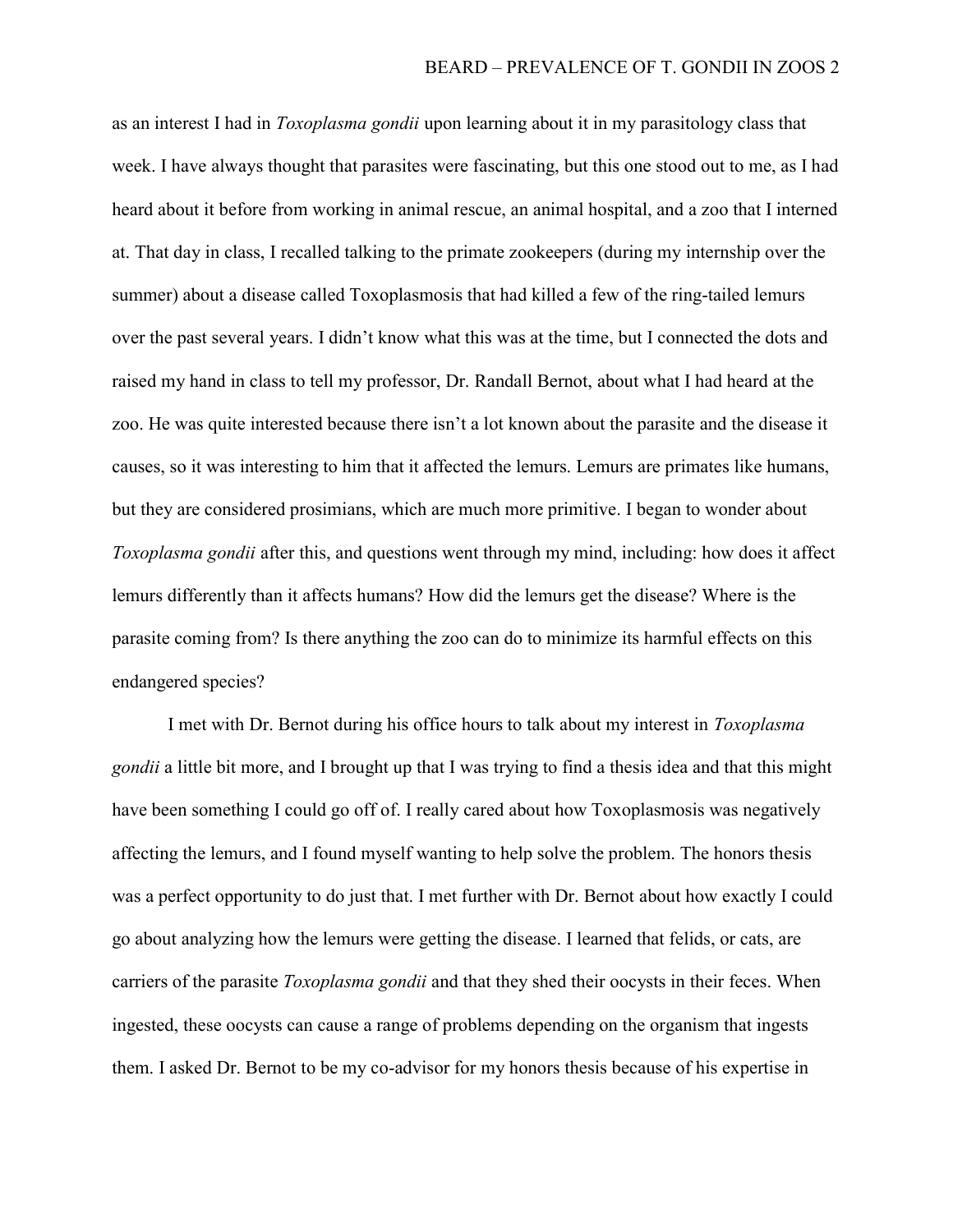as an interest I had in *Toxoplasma gondii* upon learning about it in my parasitology class that week. I have always thought that parasites were fascinating, but this one stood out to me, as I had heard about it before from working in animal rescue, an animal hospital, and a zoo that I interned at. That day in class, I recalled talking to the primate zookeepers (during my internship over the summer) about a disease called Toxoplasmosis that had killed a few of the ring-tailed lemurs over the past several years. I didn't know what this was at the time, but I connected the dots and raised my hand in class to tell my professor, Dr. Randall Bernot, about what I had heard at the zoo. He was quite interested because there isn't a lot known about the parasite and the disease it causes, so it was interesting to him that it affected the lemurs. Lemurs are primates like humans, but they are considered prosimians, which are much more primitive. I began to wonder about *Toxoplasma gondii* after this, and questions went through my mind, including: how does it affect lemurs differently than it affects humans? How did the lemurs get the disease? Where is the parasite coming from? Is there anything the zoo can do to minimize its harmful effects on this endangered species?

I met with Dr. Bernot during his office hours to talk about my interest in *Toxoplasma gondii* a little bit more, and I brought up that I was trying to find a thesis idea and that this might have been something I could go off of. I really cared about how Toxoplasmosis was negatively affecting the lemurs, and I found myself wanting to help solve the problem. The honors thesis was a perfect opportunity to do just that. I met further with Dr. Bernot about how exactly I could go about analyzing how the lemurs were getting the disease. I learned that felids, or cats, are carriers of the parasite *Toxoplasma gondii* and that they shed their oocysts in their feces. When ingested, these oocysts can cause a range of problems depending on the organism that ingests them. I asked Dr. Bernot to be my co-advisor for my honors thesis because of his expertise in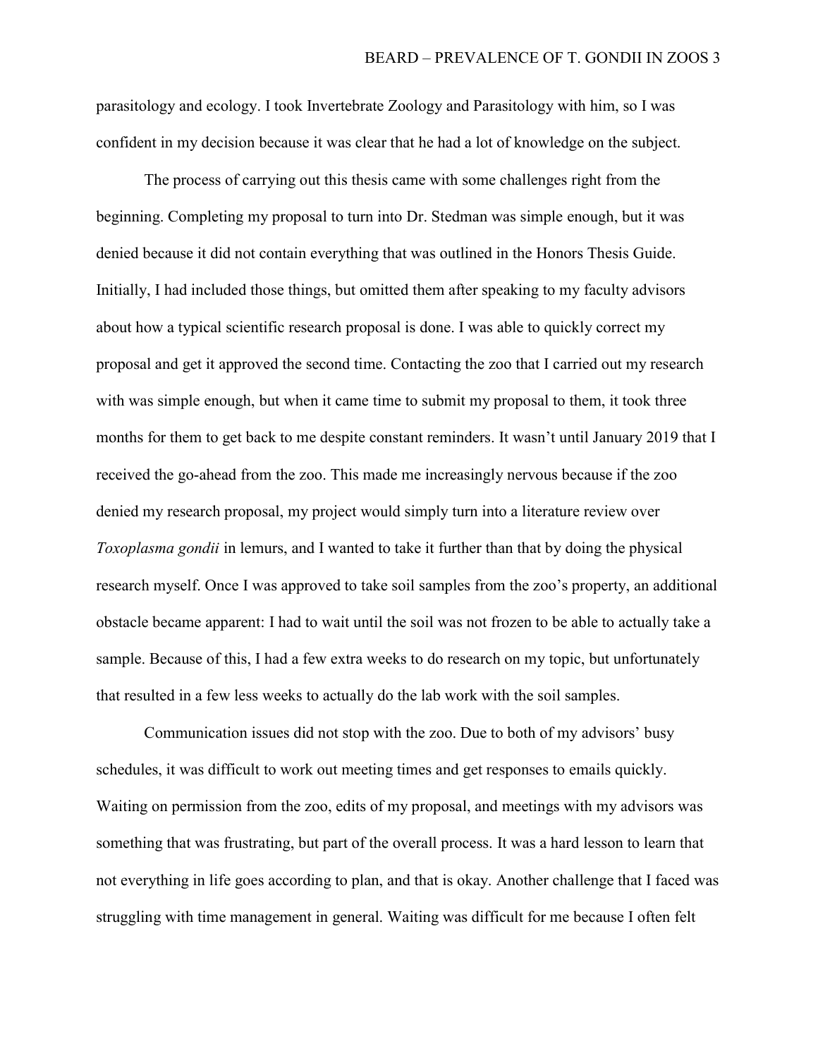parasitology and ecology. I took Invertebrate Zoology and Parasitology with him, so I was confident in my decision because it was clear that he had a lot of knowledge on the subject.

The process of carrying out this thesis came with some challenges right from the beginning. Completing my proposal to turn into Dr. Stedman was simple enough, but it was denied because it did not contain everything that was outlined in the Honors Thesis Guide. Initially, I had included those things, but omitted them after speaking to my faculty advisors about how a typical scientific research proposal is done. I was able to quickly correct my proposal and get it approved the second time. Contacting the zoo that I carried out my research with was simple enough, but when it came time to submit my proposal to them, it took three months for them to get back to me despite constant reminders. It wasn't until January 2019 that I received the go-ahead from the zoo. This made me increasingly nervous because if the zoo denied my research proposal, my project would simply turn into a literature review over *Toxoplasma gondii* in lemurs, and I wanted to take it further than that by doing the physical research myself. Once I was approved to take soil samples from the zoo's property, an additional obstacle became apparent: I had to wait until the soil was not frozen to be able to actually take a sample. Because of this, I had a few extra weeks to do research on my topic, but unfortunately that resulted in a few less weeks to actually do the lab work with the soil samples.

Communication issues did not stop with the zoo. Due to both of my advisors' busy schedules, it was difficult to work out meeting times and get responses to emails quickly. Waiting on permission from the zoo, edits of my proposal, and meetings with my advisors was something that was frustrating, but part of the overall process. It was a hard lesson to learn that not everything in life goes according to plan, and that is okay. Another challenge that I faced was struggling with time management in general. Waiting was difficult for me because I often felt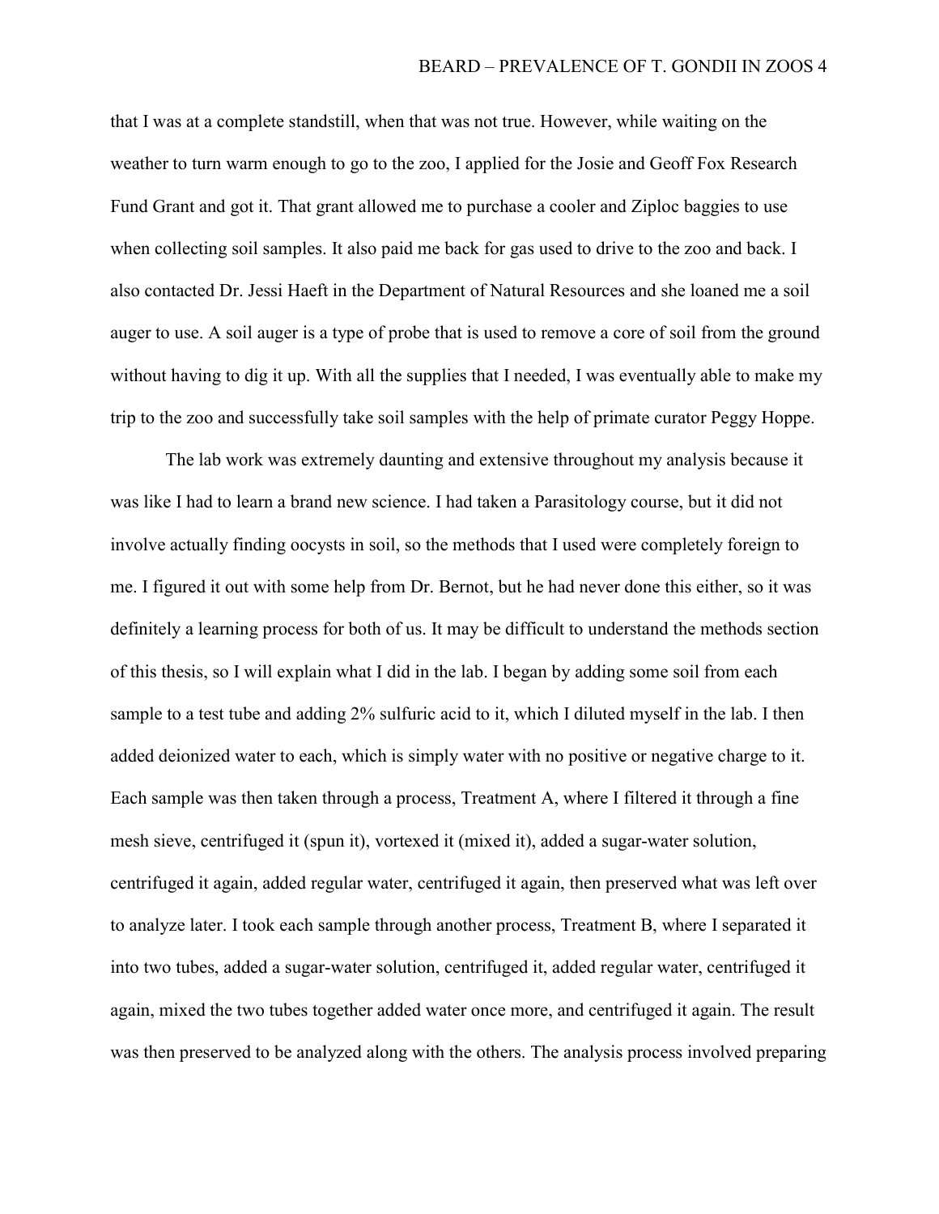that I was at a complete standstill, when that was not true. However, while waiting on the weather to turn warm enough to go to the zoo, I applied for the Josie and Geoff Fox Research Fund Grant and got it. That grant allowed me to purchase a cooler and Ziploc baggies to use when collecting soil samples. It also paid me back for gas used to drive to the zoo and back. I also contacted Dr. Jessi Haeft in the Department of Natural Resources and she loaned me a soil auger to use. A soil auger is a type of probe that is used to remove a core of soil from the ground without having to dig it up. With all the supplies that I needed, I was eventually able to make my trip to the zoo and successfully take soil samples with the help of primate curator Peggy Hoppe.

The lab work was extremely daunting and extensive throughout my analysis because it was like I had to learn a brand new science. I had taken a Parasitology course, but it did not involve actually finding oocysts in soil, so the methods that I used were completely foreign to me. I figured it out with some help from Dr. Bernot, but he had never done this either, so it was definitely a learning process for both of us. It may be difficult to understand the methods section of this thesis, so I will explain what I did in the lab. I began by adding some soil from each sample to a test tube and adding 2% sulfuric acid to it, which I diluted myself in the lab. I then added deionized water to each, which is simply water with no positive or negative charge to it. Each sample was then taken through a process, Treatment A, where I filtered it through a fine mesh sieve, centrifuged it (spun it), vortexed it (mixed it), added a sugar-water solution, centrifuged it again, added regular water, centrifuged it again, then preserved what was left over to analyze later. I took each sample through another process, Treatment B, where I separated it into two tubes, added a sugar-water solution, centrifuged it, added regular water, centrifuged it again, mixed the two tubes together added water once more, and centrifuged it again. The result was then preserved to be analyzed along with the others. The analysis process involved preparing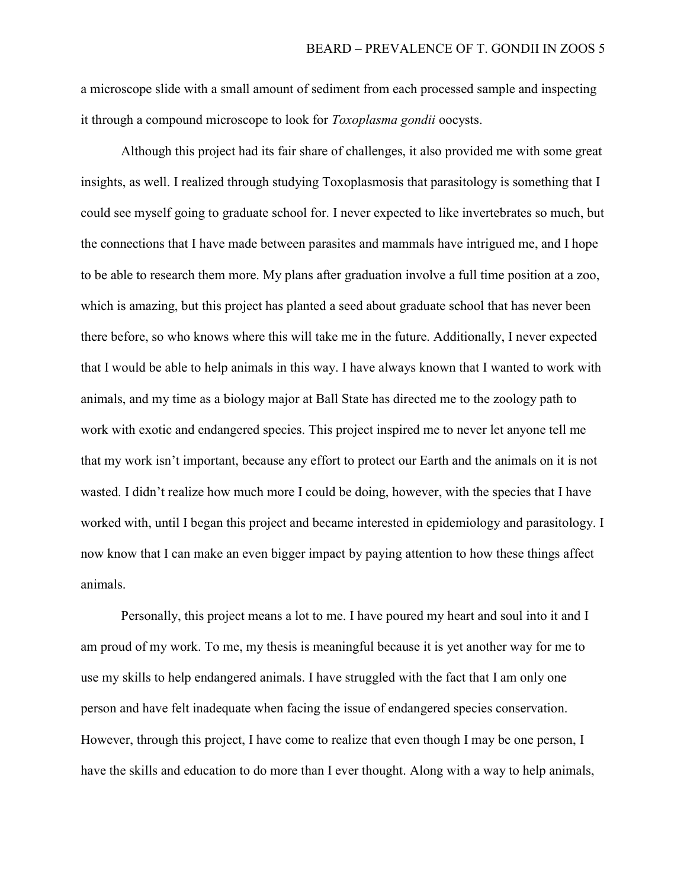a microscope slide with a small amount of sediment from each processed sample and inspecting it through a compound microscope to look for *Toxoplasma gondii* oocysts.

Although this project had its fair share of challenges, it also provided me with some great insights, as well. I realized through studying Toxoplasmosis that parasitology is something that I could see myself going to graduate school for. I never expected to like invertebrates so much, but the connections that I have made between parasites and mammals have intrigued me, and I hope to be able to research them more. My plans after graduation involve a full time position at a zoo, which is amazing, but this project has planted a seed about graduate school that has never been there before, so who knows where this will take me in the future. Additionally, I never expected that I would be able to help animals in this way. I have always known that I wanted to work with animals, and my time as a biology major at Ball State has directed me to the zoology path to work with exotic and endangered species. This project inspired me to never let anyone tell me that my work isn't important, because any effort to protect our Earth and the animals on it is not wasted. I didn't realize how much more I could be doing, however, with the species that I have worked with, until I began this project and became interested in epidemiology and parasitology. I now know that I can make an even bigger impact by paying attention to how these things affect animals.

Personally, this project means a lot to me. I have poured my heart and soul into it and I am proud of my work. To me, my thesis is meaningful because it is yet another way for me to use my skills to help endangered animals. I have struggled with the fact that I am only one person and have felt inadequate when facing the issue of endangered species conservation. However, through this project, I have come to realize that even though I may be one person, I have the skills and education to do more than I ever thought. Along with a way to help animals,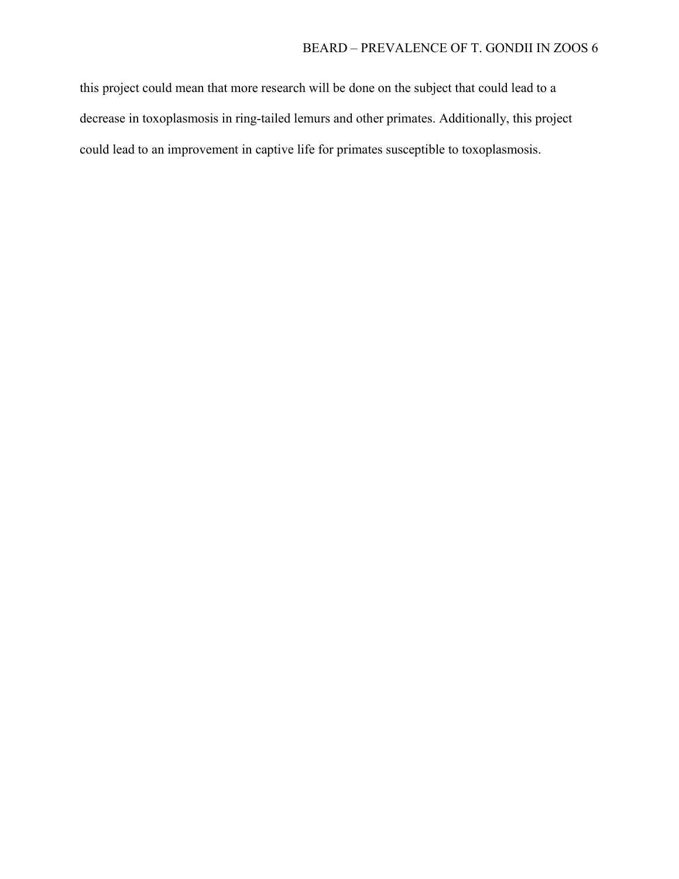this project could mean that more research will be done on the subject that could lead to a decrease in toxoplasmosis in ring-tailed lemurs and other primates. Additionally, this project could lead to an improvement in captive life for primates susceptible to toxoplasmosis.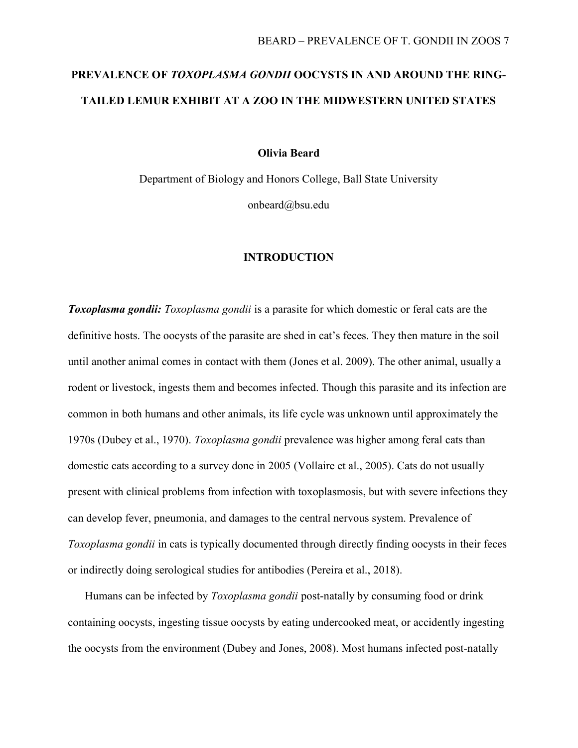# PREVALENCE OF *TOXOPLASMA GONDII* OOCYSTS IN AND AROUND THE RING-TAILED LEMUR EXHIBIT AT A ZOO IN THE MIDWESTERN UNITED STATES

**Olivia Beard**

Department of Biology and Honors College, Ball State University

onbeard@bsu.edu

## INTRODUCTION

***Toxoplasma gondii:*** *Toxoplasma gondii* is a parasite for which domestic or feral cats are the definitive hosts. The oocysts of the parasite are shed in cat's feces. They then mature in the soil until another animal comes in contact with them (Jones et al. 2009). The other animal, usually a rodent or livestock, ingests them and becomes infected. Though this parasite and its infection are common in both humans and other animals, its life cycle was unknown until approximately the 1970s (Dubey et al., 1970). *Toxoplasma gondii* prevalence was higher among feral cats than domestic cats according to a survey done in 2005 (Vollaire et al., 2005). Cats do not usually present with clinical problems from infection with toxoplasmosis, but with severe infections they can develop fever, pneumonia, and damages to the central nervous system. Prevalence of *Toxoplasma gondii* in cats is typically documented through directly finding oocysts in their feces or indirectly doing serological studies for antibodies (Pereira et al., 2018).

Humans can be infected by *Toxoplasma gondii* post-natally by consuming food or drink containing oocysts, ingesting tissue oocysts by eating undercooked meat, or accidently ingesting the oocysts from the environment (Dubey and Jones, 2008). Most humans infected post-natally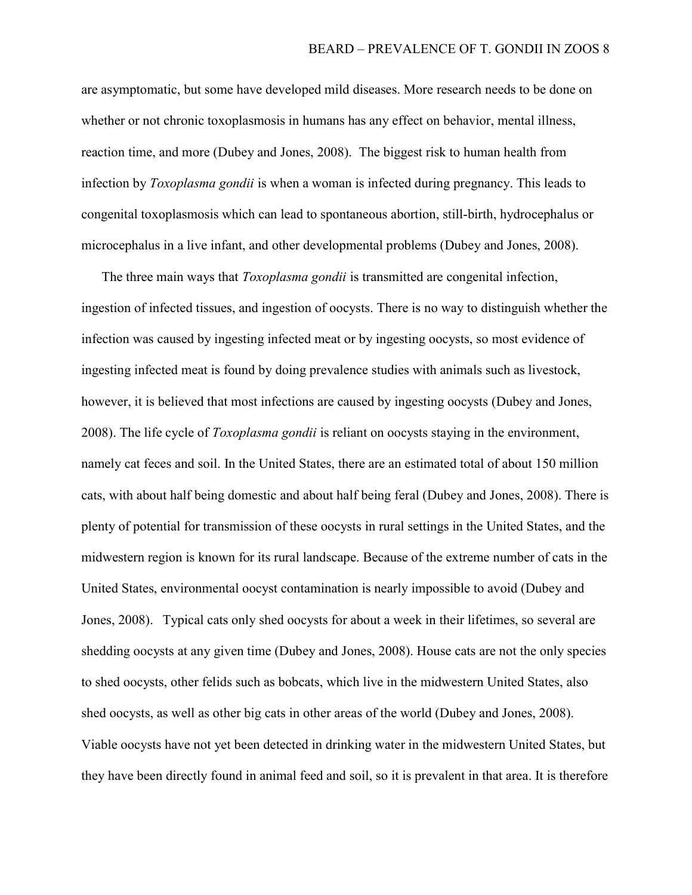are asymptomatic, but some have developed mild diseases. More research needs to be done on whether or not chronic toxoplasmosis in humans has any effect on behavior, mental illness, reaction time, and more (Dubey and Jones, 2008). The biggest risk to human health from infection by *Toxoplasma gondii* is when a woman is infected during pregnancy. This leads to congenital toxoplasmosis which can lead to spontaneous abortion, still-birth, hydrocephalus or microcephalus in a live infant, and other developmental problems (Dubey and Jones, 2008).

The three main ways that *Toxoplasma gondii* is transmitted are congenital infection, ingestion of infected tissues, and ingestion of oocysts. There is no way to distinguish whether the infection was caused by ingesting infected meat or by ingesting oocysts, so most evidence of ingesting infected meat is found by doing prevalence studies with animals such as livestock, however, it is believed that most infections are caused by ingesting oocysts (Dubey and Jones, 2008). The life cycle of *Toxoplasma gondii* is reliant on oocysts staying in the environment, namely cat feces and soil. In the United States, there are an estimated total of about 150 million cats, with about half being domestic and about half being feral (Dubey and Jones, 2008). There is plenty of potential for transmission of these oocysts in rural settings in the United States, and the midwestern region is known for its rural landscape. Because of the extreme number of cats in the United States, environmental oocyst contamination is nearly impossible to avoid (Dubey and Jones, 2008). Typical cats only shed oocysts for about a week in their lifetimes, so several are shedding oocysts at any given time (Dubey and Jones, 2008). House cats are not the only species to shed oocysts, other felids such as bobcats, which live in the midwestern United States, also shed oocysts, as well as other big cats in other areas of the world (Dubey and Jones, 2008). Viable oocysts have not yet been detected in drinking water in the midwestern United States, but they have been directly found in animal feed and soil, so it is prevalent in that area. It is therefore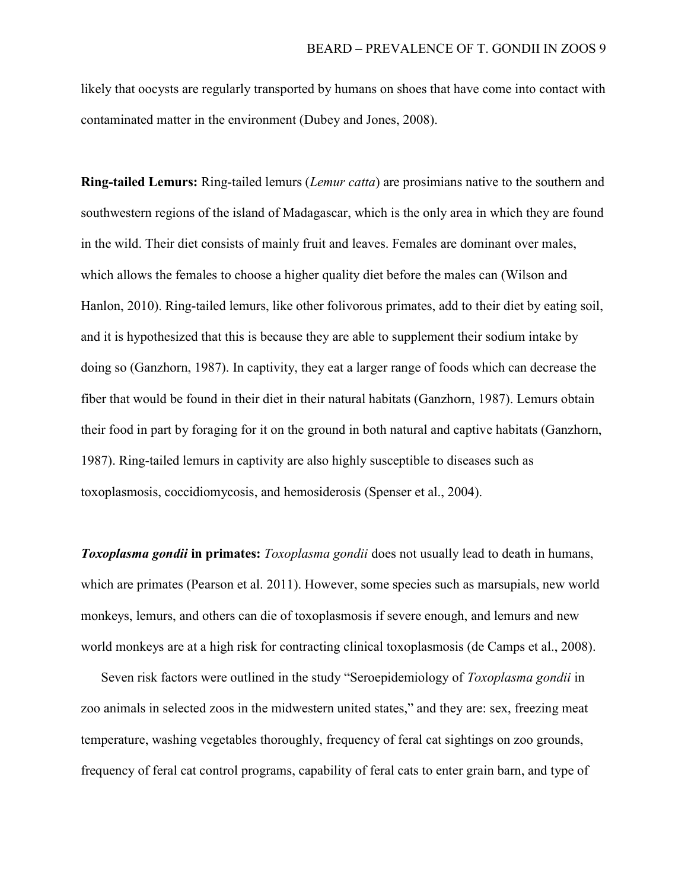likely that oocysts are regularly transported by humans on shoes that have come into contact with contaminated matter in the environment (Dubey and Jones, 2008).

**Ring-tailed Lemurs:** Ring-tailed lemurs (*Lemur catta*) are prosimians native to the southern and southwestern regions of the island of Madagascar, which is the only area in which they are found in the wild. Their diet consists of mainly fruit and leaves. Females are dominant over males, which allows the females to choose a higher quality diet before the males can (Wilson and Hanlon, 2010). Ring-tailed lemurs, like other folivorous primates, add to their diet by eating soil, and it is hypothesized that this is because they are able to supplement their sodium intake by doing so (Ganzhorn, 1987). In captivity, they eat a larger range of foods which can decrease the fiber that would be found in their diet in their natural habitats (Ganzhorn, 1987). Lemurs obtain their food in part by foraging for it on the ground in both natural and captive habitats (Ganzhorn, 1987). Ring-tailed lemurs in captivity are also highly susceptible to diseases such as toxoplasmosis, coccidiomycosis, and hemosiderosis (Spenser et al., 2004).

***Toxoplasma gondii* in primates:** *Toxoplasma gondii* does not usually lead to death in humans, which are primates (Pearson et al. 2011). However, some species such as marsupials, new world monkeys, lemurs, and others can die of toxoplasmosis if severe enough, and lemurs and new world monkeys are at a high risk for contracting clinical toxoplasmosis (de Camps et al., 2008).

Seven risk factors were outlined in the study "Seroepidemiology of *Toxoplasma gondii* in zoo animals in selected zoos in the midwestern united states," and they are: sex, freezing meat temperature, washing vegetables thoroughly, frequency of feral cat sightings on zoo grounds, frequency of feral cat control programs, capability of feral cats to enter grain barn, and type of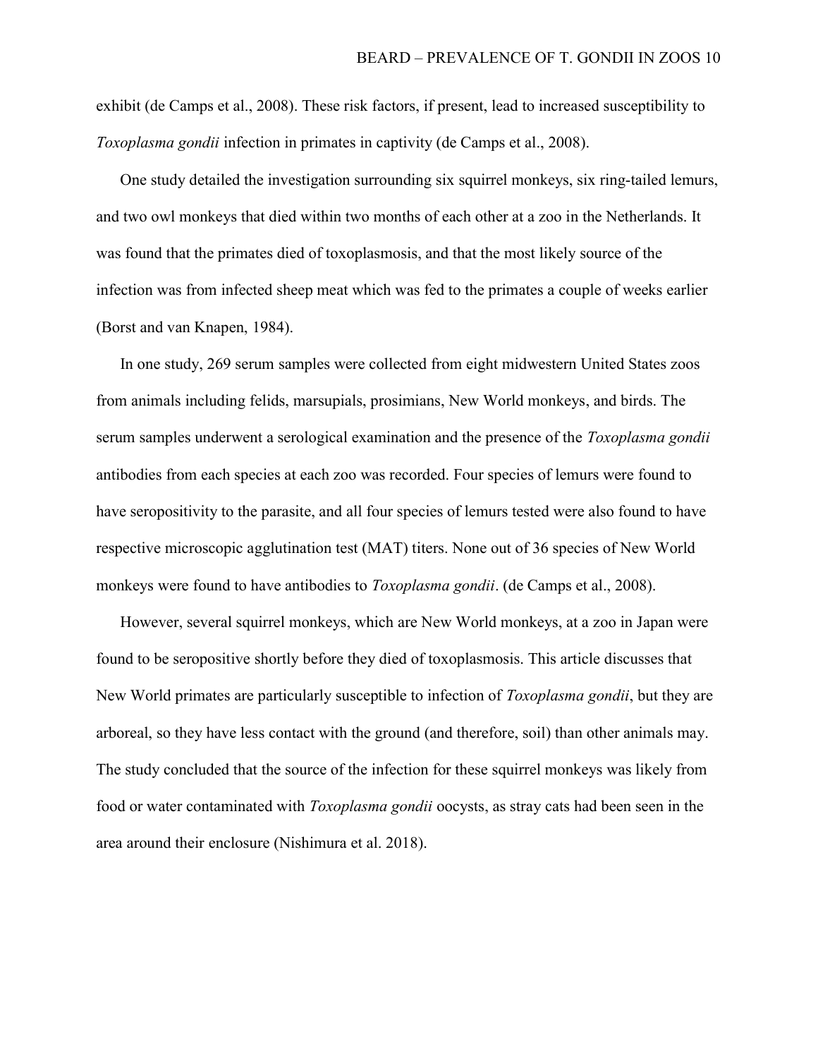exhibit (de Camps et al., 2008). These risk factors, if present, lead to increased susceptibility to *Toxoplasma gondii* infection in primates in captivity (de Camps et al., 2008).

One study detailed the investigation surrounding six squirrel monkeys, six ring-tailed lemurs, and two owl monkeys that died within two months of each other at a zoo in the Netherlands. It was found that the primates died of toxoplasmosis, and that the most likely source of the infection was from infected sheep meat which was fed to the primates a couple of weeks earlier (Borst and van Knapen, 1984).

In one study, 269 serum samples were collected from eight midwestern United States zoos from animals including felids, marsupials, prosimians, New World monkeys, and birds. The serum samples underwent a serological examination and the presence of the *Toxoplasma gondii* antibodies from each species at each zoo was recorded. Four species of lemurs were found to have seropositivity to the parasite, and all four species of lemurs tested were also found to have respective microscopic agglutination test (MAT) titers. None out of 36 species of New World monkeys were found to have antibodies to *Toxoplasma gondii*. (de Camps et al., 2008).

However, several squirrel monkeys, which are New World monkeys, at a zoo in Japan were found to be seropositive shortly before they died of toxoplasmosis. This article discusses that New World primates are particularly susceptible to infection of *Toxoplasma gondii*, but they are arboreal, so they have less contact with the ground (and therefore, soil) than other animals may. The study concluded that the source of the infection for these squirrel monkeys was likely from food or water contaminated with *Toxoplasma gondii* oocysts, as stray cats had been seen in the area around their enclosure (Nishimura et al. 2018).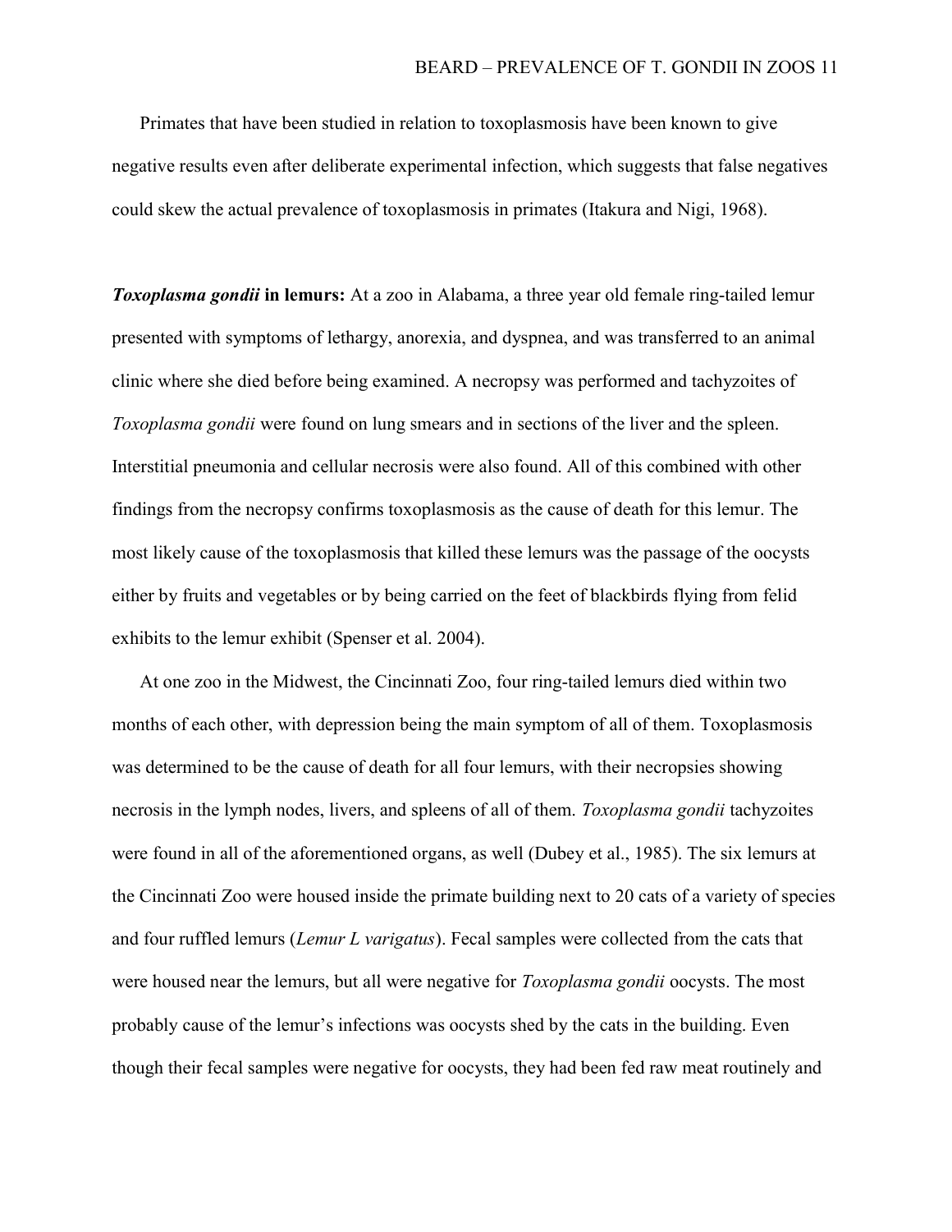Primates that have been studied in relation to toxoplasmosis have been known to give negative results even after deliberate experimental infection, which suggests that false negatives could skew the actual prevalence of toxoplasmosis in primates (Itakura and Nigi, 1968).

***Toxoplasma gondii* in lemurs:** At a zoo in Alabama, a three year old female ring-tailed lemur presented with symptoms of lethargy, anorexia, and dyspnea, and was transferred to an animal clinic where she died before being examined. A necropsy was performed and tachyzoites of *Toxoplasma gondii* were found on lung smears and in sections of the liver and the spleen. Interstitial pneumonia and cellular necrosis were also found. All of this combined with other findings from the necropsy confirms toxoplasmosis as the cause of death for this lemur. The most likely cause of the toxoplasmosis that killed these lemurs was the passage of the oocysts either by fruits and vegetables or by being carried on the feet of blackbirds flying from felid exhibits to the lemur exhibit (Spenser et al. 2004).

At one zoo in the Midwest, the Cincinnati Zoo, four ring-tailed lemurs died within two months of each other, with depression being the main symptom of all of them. Toxoplasmosis was determined to be the cause of death for all four lemurs, with their necropsies showing necrosis in the lymph nodes, livers, and spleens of all of them. *Toxoplasma gondii* tachyzoites were found in all of the aforementioned organs, as well (Dubey et al., 1985). The six lemurs at the Cincinnati Zoo were housed inside the primate building next to 20 cats of a variety of species and four ruffled lemurs (*Lemur L varigatus*). Fecal samples were collected from the cats that were housed near the lemurs, but all were negative for *Toxoplasma gondii* oocysts. The most probably cause of the lemur's infections was oocysts shed by the cats in the building. Even though their fecal samples were negative for oocysts, they had been fed raw meat routinely and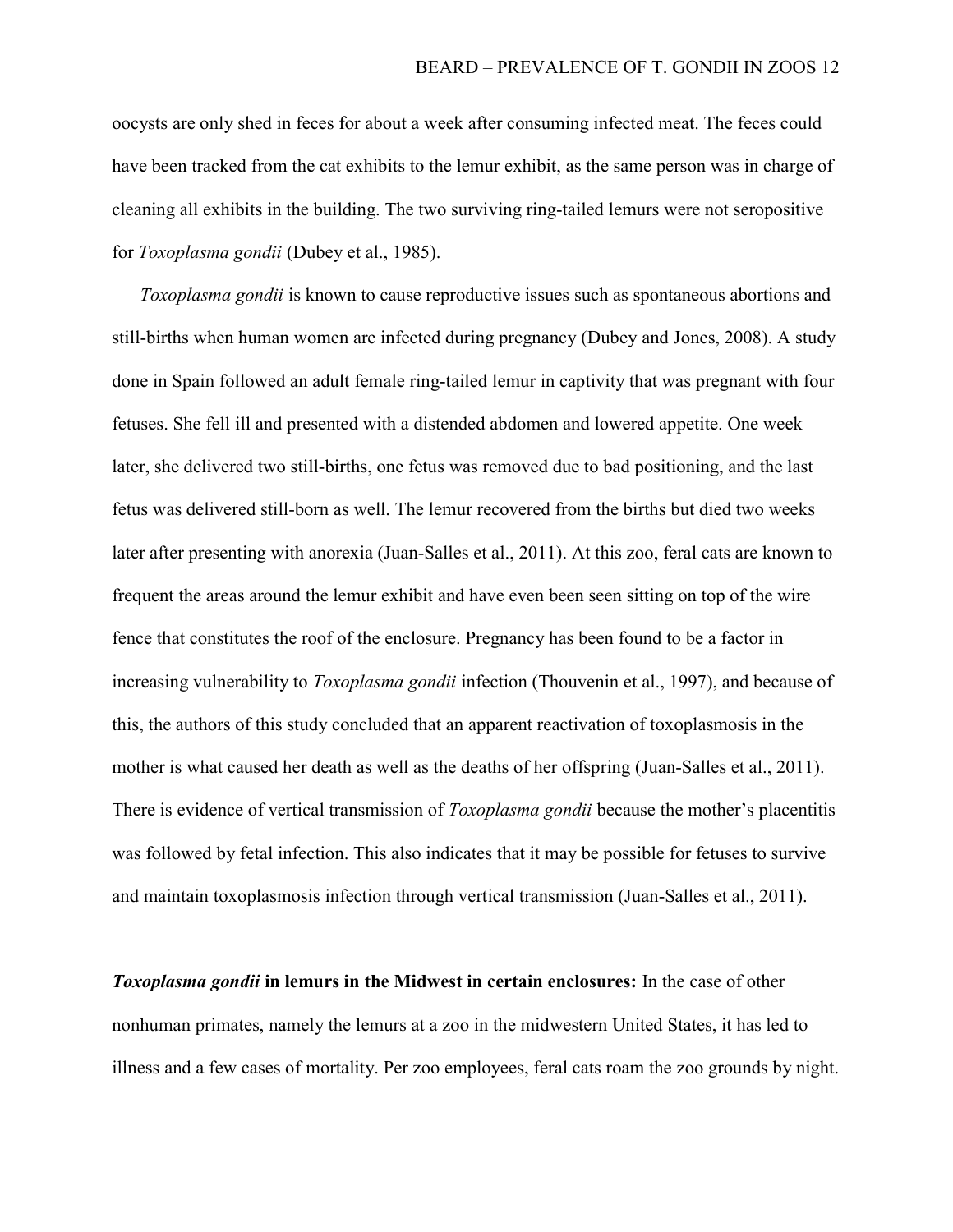oocysts are only shed in feces for about a week after consuming infected meat. The feces could have been tracked from the cat exhibits to the lemur exhibit, as the same person was in charge of cleaning all exhibits in the building. The two surviving ring-tailed lemurs were not seropositive for *Toxoplasma gondii* (Dubey et al., 1985).

*Toxoplasma gondii* is known to cause reproductive issues such as spontaneous abortions and still-births when human women are infected during pregnancy (Dubey and Jones, 2008). A study done in Spain followed an adult female ring-tailed lemur in captivity that was pregnant with four fetuses. She fell ill and presented with a distended abdomen and lowered appetite. One week later, she delivered two still-births, one fetus was removed due to bad positioning, and the last fetus was delivered still-born as well. The lemur recovered from the births but died two weeks later after presenting with anorexia (Juan-Salles et al., 2011). At this zoo, feral cats are known to frequent the areas around the lemur exhibit and have even been seen sitting on top of the wire fence that constitutes the roof of the enclosure. Pregnancy has been found to be a factor in increasing vulnerability to *Toxoplasma gondii* infection (Thouvenin et al., 1997), and because of this, the authors of this study concluded that an apparent reactivation of toxoplasmosis in the mother is what caused her death as well as the deaths of her offspring (Juan-Salles et al., 2011). There is evidence of vertical transmission of *Toxoplasma gondii* because the mother's placentitis was followed by fetal infection. This also indicates that it may be possible for fetuses to survive and maintain toxoplasmosis infection through vertical transmission (Juan-Salles et al., 2011).

***Toxoplasma gondii* in lemurs in the Midwest in certain enclosures:** In the case of other nonhuman primates, namely the lemurs at a zoo in the midwestern United States, it has led to illness and a few cases of mortality. Per zoo employees, feral cats roam the zoo grounds by night.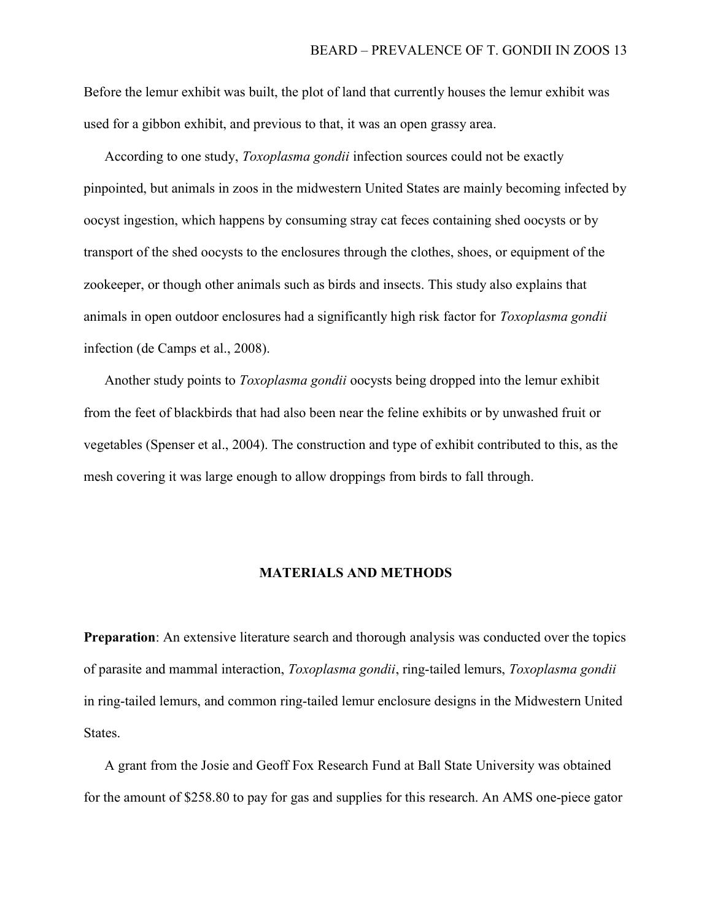Before the lemur exhibit was built, the plot of land that currently houses the lemur exhibit was used for a gibbon exhibit, and previous to that, it was an open grassy area.

According to one study, *Toxoplasma gondii* infection sources could not be exactly pinpointed, but animals in zoos in the midwestern United States are mainly becoming infected by oocyst ingestion, which happens by consuming stray cat feces containing shed oocysts or by transport of the shed oocysts to the enclosures through the clothes, shoes, or equipment of the zookeeper, or though other animals such as birds and insects. This study also explains that animals in open outdoor enclosures had a significantly high risk factor for *Toxoplasma gondii* infection (de Camps et al., 2008).

Another study points to *Toxoplasma gondii* oocysts being dropped into the lemur exhibit from the feet of blackbirds that had also been near the feline exhibits or by unwashed fruit or vegetables (Spenser et al., 2004). The construction and type of exhibit contributed to this, as the mesh covering it was large enough to allow droppings from birds to fall through.

## MATERIALS AND METHODS

**Preparation**: An extensive literature search and thorough analysis was conducted over the topics of parasite and mammal interaction, *Toxoplasma gondii*, ring-tailed lemurs, *Toxoplasma gondii* in ring-tailed lemurs, and common ring-tailed lemur enclosure designs in the Midwestern United States.

A grant from the Josie and Geoff Fox Research Fund at Ball State University was obtained for the amount of $258.80 to pay for gas and supplies for this research. An AMS one-piece gator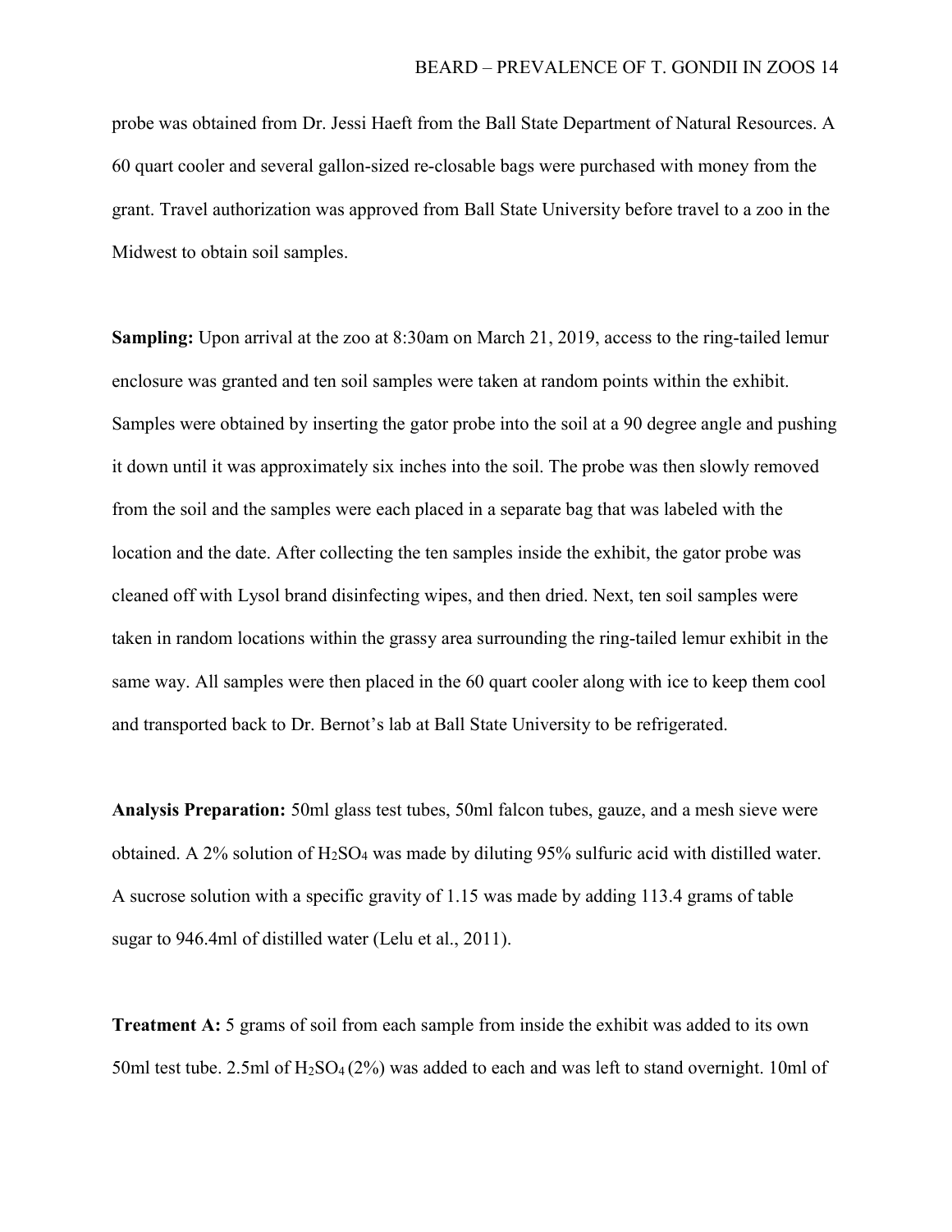probe was obtained from Dr. Jessi Haeft from the Ball State Department of Natural Resources. A 60 quart cooler and several gallon-sized re-closable bags were purchased with money from the grant. Travel authorization was approved from Ball State University before travel to a zoo in the Midwest to obtain soil samples.

**Sampling:** Upon arrival at the zoo at 8:30am on March 21, 2019, access to the ring-tailed lemur enclosure was granted and ten soil samples were taken at random points within the exhibit. Samples were obtained by inserting the gator probe into the soil at a 90 degree angle and pushing it down until it was approximately six inches into the soil. The probe was then slowly removed from the soil and the samples were each placed in a separate bag that was labeled with the location and the date. After collecting the ten samples inside the exhibit, the gator probe was cleaned off with Lysol brand disinfecting wipes, and then dried. Next, ten soil samples were taken in random locations within the grassy area surrounding the ring-tailed lemur exhibit in the same way. All samples were then placed in the 60 quart cooler along with ice to keep them cool and transported back to Dr. Bernot's lab at Ball State University to be refrigerated.

**Analysis Preparation:** 50ml glass test tubes, 50ml falcon tubes, gauze, and a mesh sieve were obtained. A 2% solution of $H_2SO_4$ was made by diluting 95% sulfuric acid with distilled water. A sucrose solution with a specific gravity of 1.15 was made by adding 113.4 grams of table sugar to 946.4ml of distilled water (Lelu et al., 2011).

**Treatment A:** 5 grams of soil from each sample from inside the exhibit was added to its own 50ml test tube. 2.5ml of $H_2SO_4$ (2%) was added to each and was left to stand overnight. 10ml of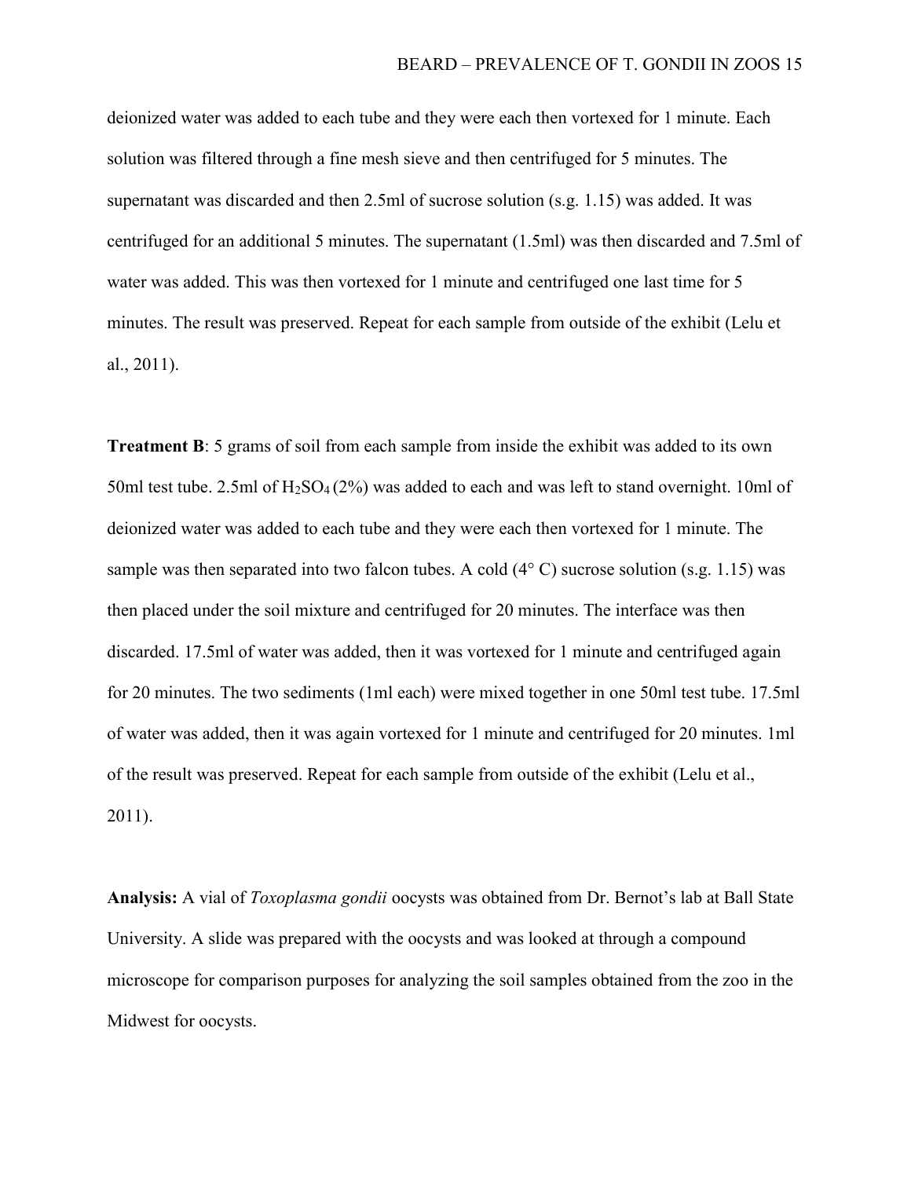deionized water was added to each tube and they were each then vortexed for 1 minute. Each solution was filtered through a fine mesh sieve and then centrifuged for 5 minutes. The supernatant was discarded and then 2.5ml of sucrose solution (s.g. 1.15) was added. It was centrifuged for an additional 5 minutes. The supernatant (1.5ml) was then discarded and 7.5ml of water was added. This was then vortexed for 1 minute and centrifuged one last time for 5 minutes. The result was preserved. Repeat for each sample from outside of the exhibit (Lelu et al., 2011).

**Treatment B**: 5 grams of soil from each sample from inside the exhibit was added to its own 50ml test tube. 2.5ml of $H_2SO_4$ (2%) was added to each and was left to stand overnight. 10ml of deionized water was added to each tube and they were each then vortexed for 1 minute. The sample was then separated into two falcon tubes. A cold (4° C) sucrose solution (s.g. 1.15) was then placed under the soil mixture and centrifuged for 20 minutes. The interface was then discarded. 17.5ml of water was added, then it was vortexed for 1 minute and centrifuged again for 20 minutes. The two sediments (1ml each) were mixed together in one 50ml test tube. 17.5ml of water was added, then it was again vortexed for 1 minute and centrifuged for 20 minutes. 1ml of the result was preserved. Repeat for each sample from outside of the exhibit (Lelu et al., 2011).

**Analysis:** A vial of *Toxoplasma gondii* oocysts was obtained from Dr. Bernot's lab at Ball State University. A slide was prepared with the oocysts and was looked at through a compound microscope for comparison purposes for analyzing the soil samples obtained from the zoo in the Midwest for oocysts.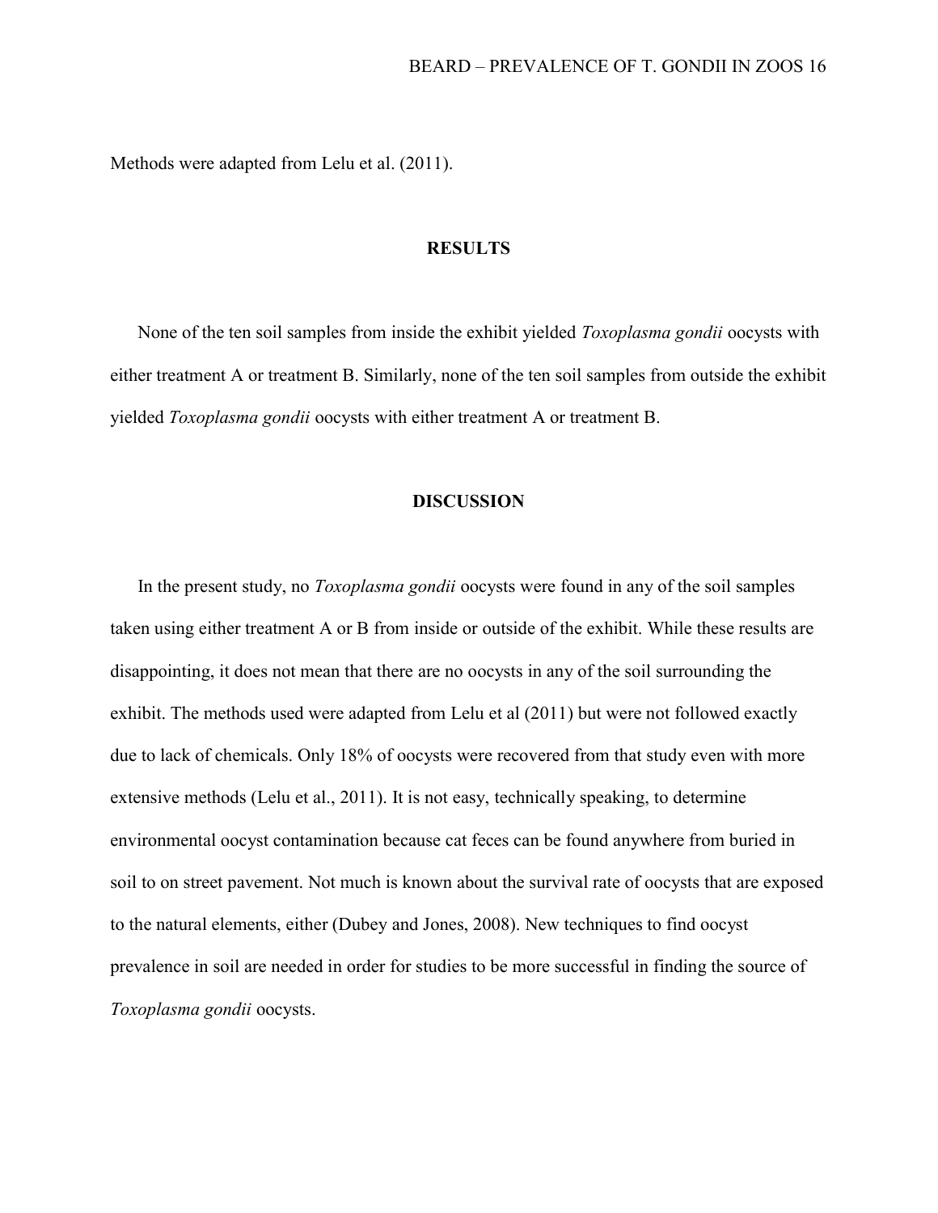Methods were adapted from Lelu et al. (2011).

## RESULTS

None of the ten soil samples from inside the exhibit yielded *Toxoplasma gondii* oocysts with either treatment A or treatment B. Similarly, none of the ten soil samples from outside the exhibit yielded *Toxoplasma gondii* oocysts with either treatment A or treatment B.

## DISCUSSION

In the present study, no *Toxoplasma gondii* oocysts were found in any of the soil samples taken using either treatment A or B from inside or outside of the exhibit. While these results are disappointing, it does not mean that there are no oocysts in any of the soil surrounding the exhibit. The methods used were adapted from Lelu et al (2011) but were not followed exactly due to lack of chemicals. Only 18% of oocysts were recovered from that study even with more extensive methods (Lelu et al., 2011). It is not easy, technically speaking, to determine environmental oocyst contamination because cat feces can be found anywhere from buried in soil to on street pavement. Not much is known about the survival rate of oocysts that are exposed to the natural elements, either (Dubey and Jones, 2008). New techniques to find oocyst prevalence in soil are needed in order for studies to be more successful in finding the source of *Toxoplasma gondii* oocysts.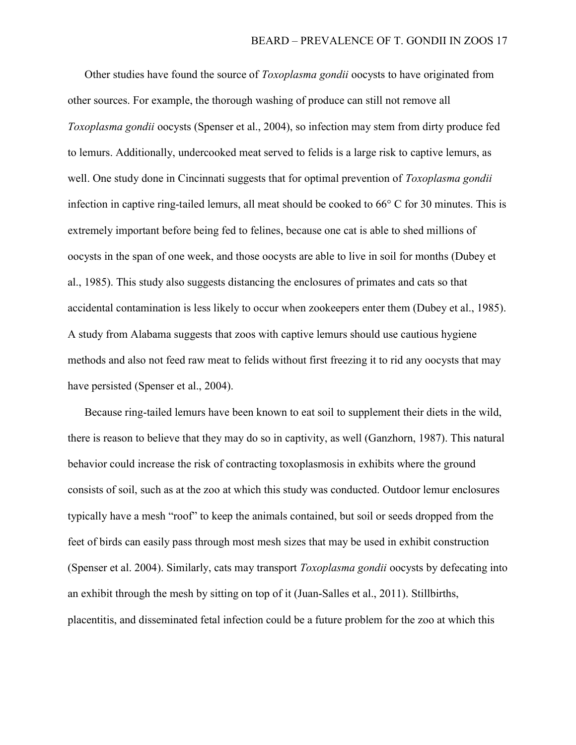Other studies have found the source of *Toxoplasma gondii* oocysts to have originated from other sources. For example, the thorough washing of produce can still not remove all *Toxoplasma gondii* oocysts (Spenser et al., 2004), so infection may stem from dirty produce fed to lemurs. Additionally, undercooked meat served to felids is a large risk to captive lemurs, as well. One study done in Cincinnati suggests that for optimal prevention of *Toxoplasma gondii* infection in captive ring-tailed lemurs, all meat should be cooked to 66° C for 30 minutes. This is extremely important before being fed to felines, because one cat is able to shed millions of oocysts in the span of one week, and those oocysts are able to live in soil for months (Dubey et al., 1985). This study also suggests distancing the enclosures of primates and cats so that accidental contamination is less likely to occur when zookeepers enter them (Dubey et al., 1985). A study from Alabama suggests that zoos with captive lemurs should use cautious hygiene methods and also not feed raw meat to felids without first freezing it to rid any oocysts that may have persisted (Spenser et al., 2004).

Because ring-tailed lemurs have been known to eat soil to supplement their diets in the wild, there is reason to believe that they may do so in captivity, as well (Ganzhorn, 1987). This natural behavior could increase the risk of contracting toxoplasmosis in exhibits where the ground consists of soil, such as at the zoo at which this study was conducted. Outdoor lemur enclosures typically have a mesh "roof" to keep the animals contained, but soil or seeds dropped from the feet of birds can easily pass through most mesh sizes that may be used in exhibit construction (Spenser et al. 2004). Similarly, cats may transport *Toxoplasma gondii* oocysts by defecating into an exhibit through the mesh by sitting on top of it (Juan-Salles et al., 2011). Stillbirths, placentitis, and disseminated fetal infection could be a future problem for the zoo at which this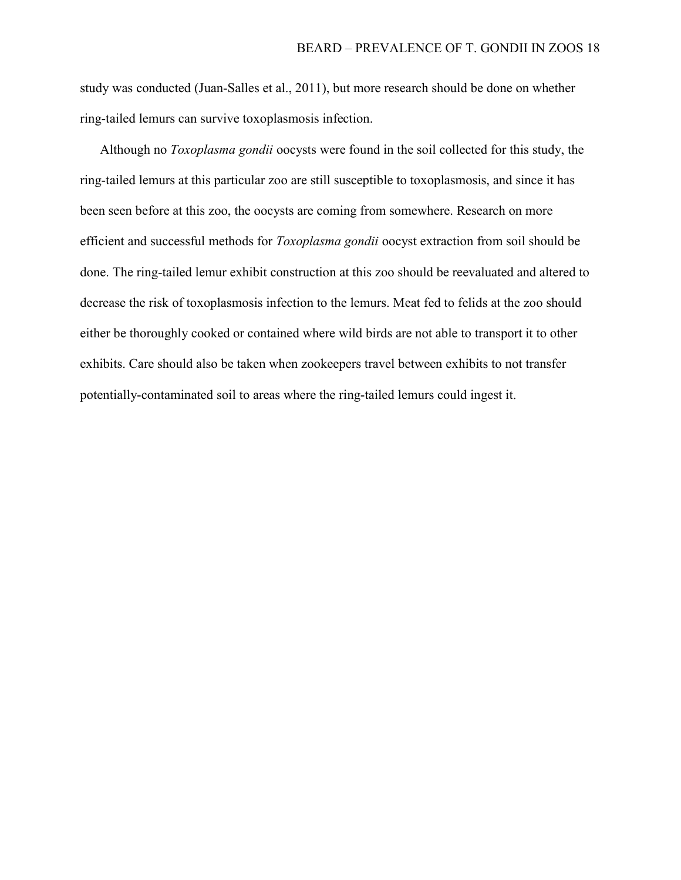study was conducted (Juan-Salles et al., 2011), but more research should be done on whether ring-tailed lemurs can survive toxoplasmosis infection.

Although no *Toxoplasma gondii* oocysts were found in the soil collected for this study, the ring-tailed lemurs at this particular zoo are still susceptible to toxoplasmosis, and since it has been seen before at this zoo, the oocysts are coming from somewhere. Research on more efficient and successful methods for *Toxoplasma gondii* oocyst extraction from soil should be done. The ring-tailed lemur exhibit construction at this zoo should be reevaluated and altered to decrease the risk of toxoplasmosis infection to the lemurs. Meat fed to felids at the zoo should either be thoroughly cooked or contained where wild birds are not able to transport it to other exhibits. Care should also be taken when zookeepers travel between exhibits to not transfer potentially-contaminated soil to areas where the ring-tailed lemurs could ingest it.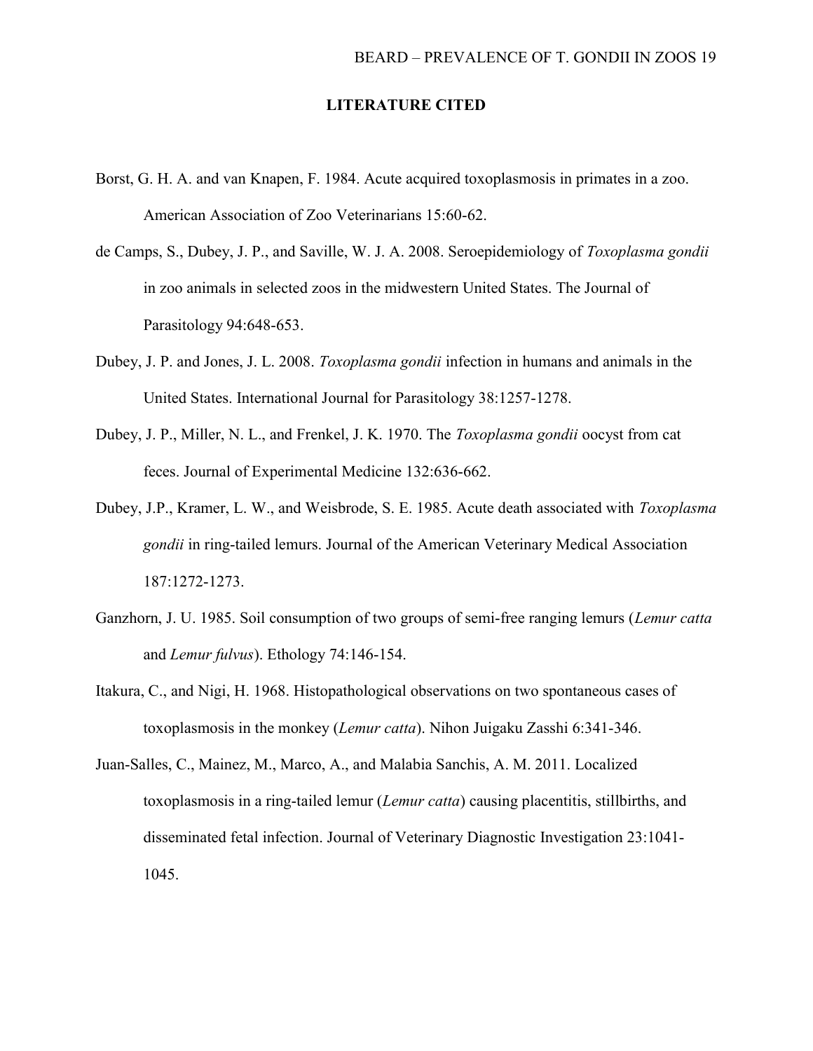## LITERATURE CITED

Borst, G. H. A. and van Knapen, F. 1984. Acute acquired toxoplasmosis in primates in a zoo. American Association of Zoo Veterinarians 15:60-62.

de Camps, S., Dubey, J. P., and Saville, W. J. A. 2008. Seroepidemiology of *Toxoplasma gondii* in zoo animals in selected zoos in the midwestern United States. The Journal of Parasitology 94:648-653.

Dubey, J. P. and Jones, J. L. 2008. *Toxoplasma gondii* infection in humans and animals in the United States. International Journal for Parasitology 38:1257-1278.

Dubey, J. P., Miller, N. L., and Frenkel, J. K. 1970. The *Toxoplasma gondii* oocyst from cat feces. Journal of Experimental Medicine 132:636-662.

Dubey, J.P., Kramer, L. W., and Weisbrode, S. E. 1985. Acute death associated with *Toxoplasma gondii* in ring-tailed lemurs. Journal of the American Veterinary Medical Association 187:1272-1273.

Ganzhorn, J. U. 1985. Soil consumption of two groups of semi-free ranging lemurs (*Lemur catta* and *Lemur fulvus*). Ethology 74:146-154.

Itakura, C., and Nigi, H. 1968. Histopathological observations on two spontaneous cases of toxoplasmosis in the monkey (*Lemur catta*). Nihon Juigaku Zasshi 6:341-346.

Juan-Salles, C., Mainez, M., Marco, A., and Malabia Sanchis, A. M. 2011. Localized toxoplasmosis in a ring-tailed lemur (*Lemur catta*) causing placentitis, stillbirths, and disseminated fetal infection. Journal of Veterinary Diagnostic Investigation 23:1041-1045.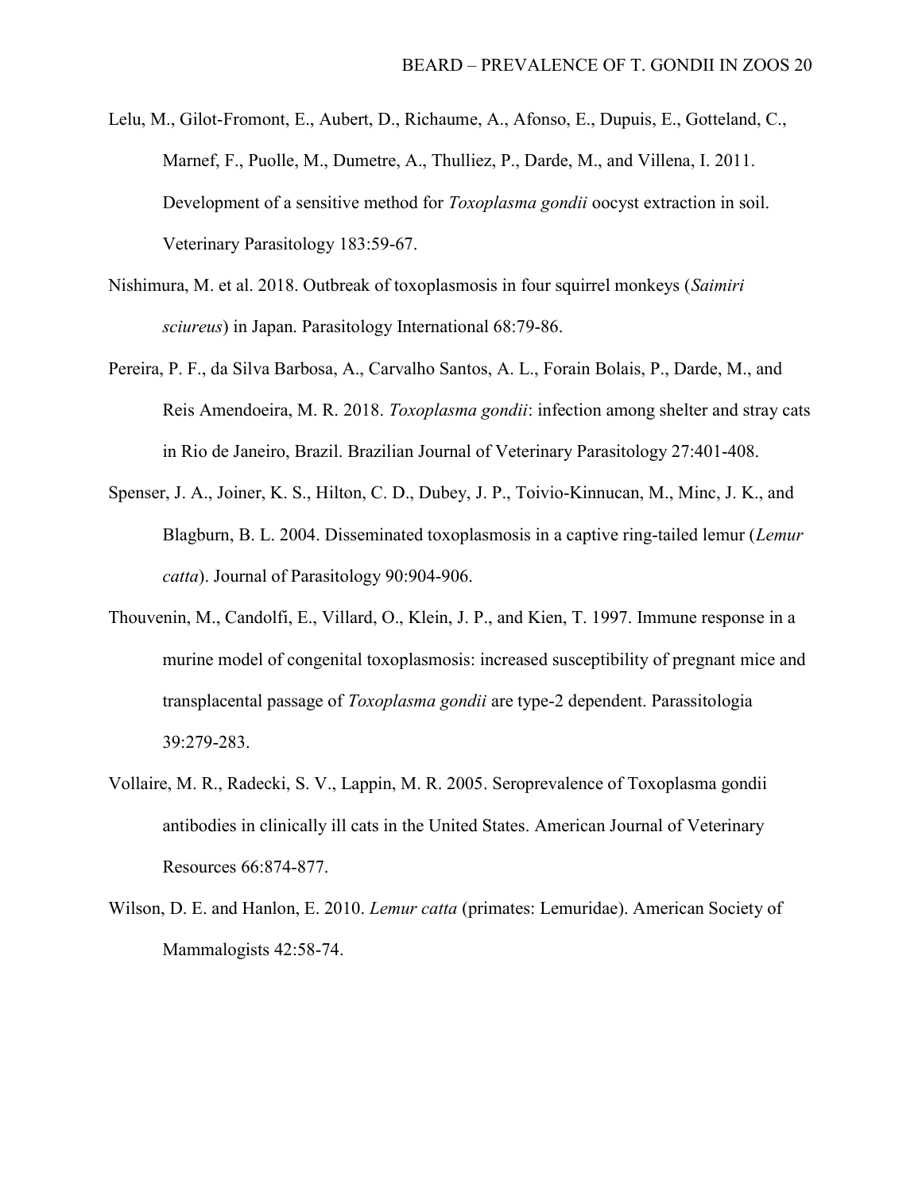Lelu, M., Gilot-Fromont, E., Aubert, D., Richaume, A., Afonso, E., Dupuis, E., Gotteland, C., Marnef, F., Puolle, M., Dumetre, A., Thulliez, P., Darde, M., and Villena, I. 2011. Development of a sensitive method for *Toxoplasma gondii* oocyst extraction in soil. Veterinary Parasitology 183:59-67.

Nishimura, M. et al. 2018. Outbreak of toxoplasmosis in four squirrel monkeys (*Saimiri sciureus*) in Japan. Parasitology International 68:79-86.

Pereira, P. F., da Silva Barbosa, A., Carvalho Santos, A. L., Forain Bolais, P., Darde, M., and Reis Amendoeira, M. R. 2018. *Toxoplasma gondii*: infection among shelter and stray cats in Rio de Janeiro, Brazil. Brazilian Journal of Veterinary Parasitology 27:401-408.

Spenser, J. A., Joiner, K. S., Hilton, C. D., Dubey, J. P., Toivio-Kinnucan, M., Minc, J. K., and Blagburn, B. L. 2004. Disseminated toxoplasmosis in a captive ring-tailed lemur (*Lemur catta*). Journal of Parasitology 90:904-906.

Thouvenin, M., Candolfi, E., Villard, O., Klein, J. P., and Kien, T. 1997. Immune response in a murine model of congenital toxoplasmosis: increased susceptibility of pregnant mice and transplacental passage of *Toxoplasma gondii* are type-2 dependent. Parassitologia 39:279-283.

Vollaire, M. R., Radecki, S. V., Lappin, M. R. 2005. Seroprevalence of Toxoplasma gondii antibodies in clinically ill cats in the United States. American Journal of Veterinary Resources 66:874-877.

Wilson, D. E. and Hanlon, E. 2010. *Lemur catta* (primates: Lemuridae). American Society of Mammalogists 42:58-74.